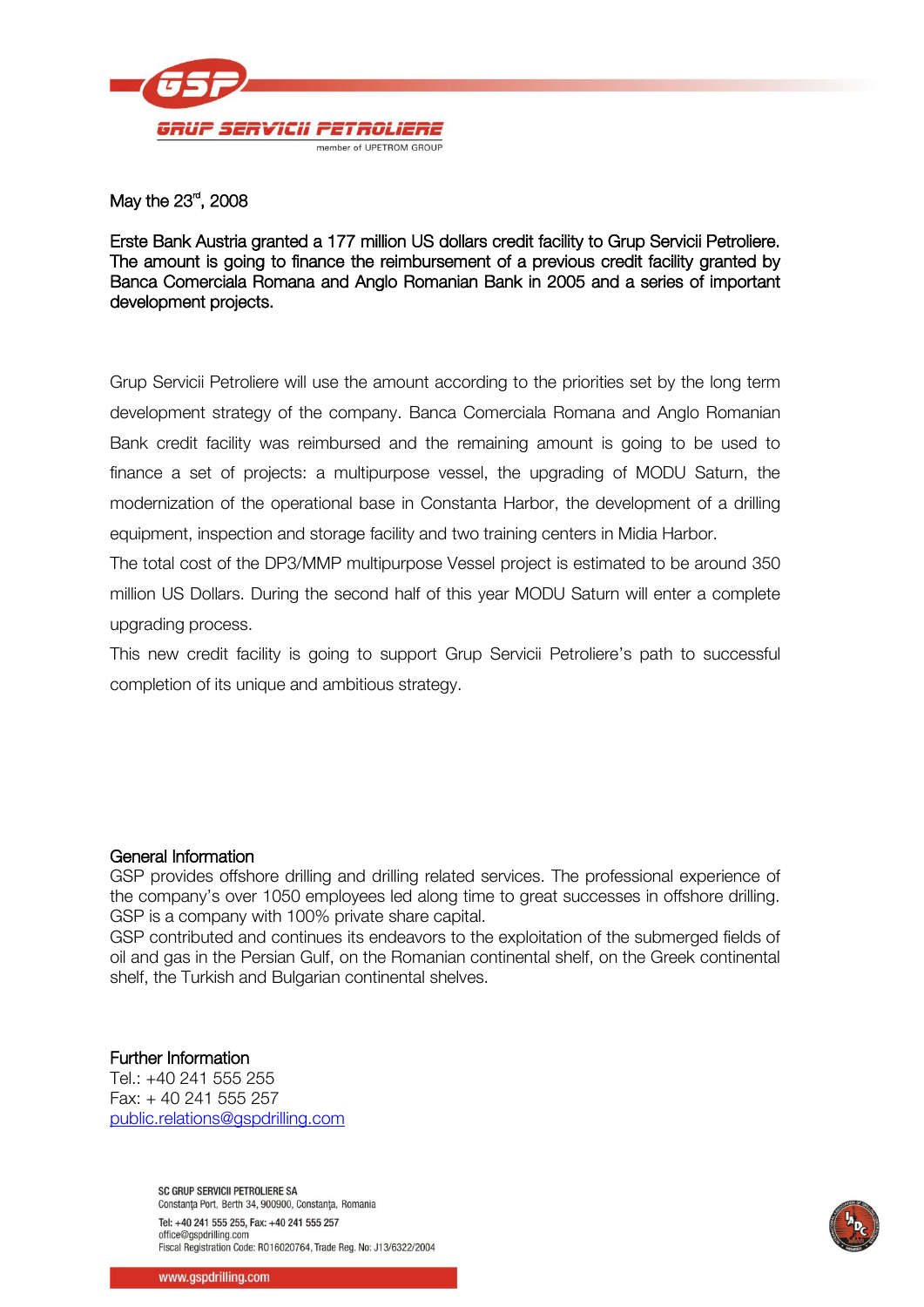May the 23rd, 2008

**Erste Bank Austria granted a 177 million US dollars credit facility to Grup Servicii Petroliere. The amount is going to finance the reimbursement of a previous credit facility granted by Banca Comerciala Romana and Anglo Romanian Bank in 2005 and a series of important development projects.**

Grup Servicii Petroliere will use the amount according to the priorities set by the long term development strategy of the company. Banca Comerciala Romana and Anglo Romanian Bank credit facility was reimbursed and the remaining amount is going to be used to finance a set of projects: a multipurpose vessel, the upgrading of MODU Saturn, the modernization of the operational base in Constanta Harbor, the development of a drilling equipment, inspection and storage facility and two training centers in Midia Harbor.

The total cost of the DP3/MMP multipurpose Vessel project is estimated to be around 350 million US Dollars. During the second half of this year MODU Saturn will enter a complete upgrading process.

This new credit facility is going to support Grup Servicii Petroliere's path to successful completion of its unique and ambitious strategy.

## General Information

GSP provides offshore drilling and drilling related services. The professional experience of the company's over 1050 employees led along time to great successes in offshore drilling. GSP is a company with 100% private share capital.

GSP contributed and continues its endeavors to the exploitation of the submerged fields of oil and gas in the Persian Gulf, on the Romanian continental shelf, on the Greek continental shelf, the Turkish and Bulgarian continental shelves.

## Further Information

Tel.: +40 241 555 255
Fax: + 40 241 555 257
public.relations@gspdrilling.com

SC GRUP SERVICII PETROLIERE SA
Constanța Port, Berth 34, 900900, Constanța, Romania
Tel: +40 241 555 255, Fax: +40 241 555 257
office@gspdrilling.com
Fiscal Registration Code: RO16020764, Trade Reg. No: J13/6322/2004

www.gspdrilling.com